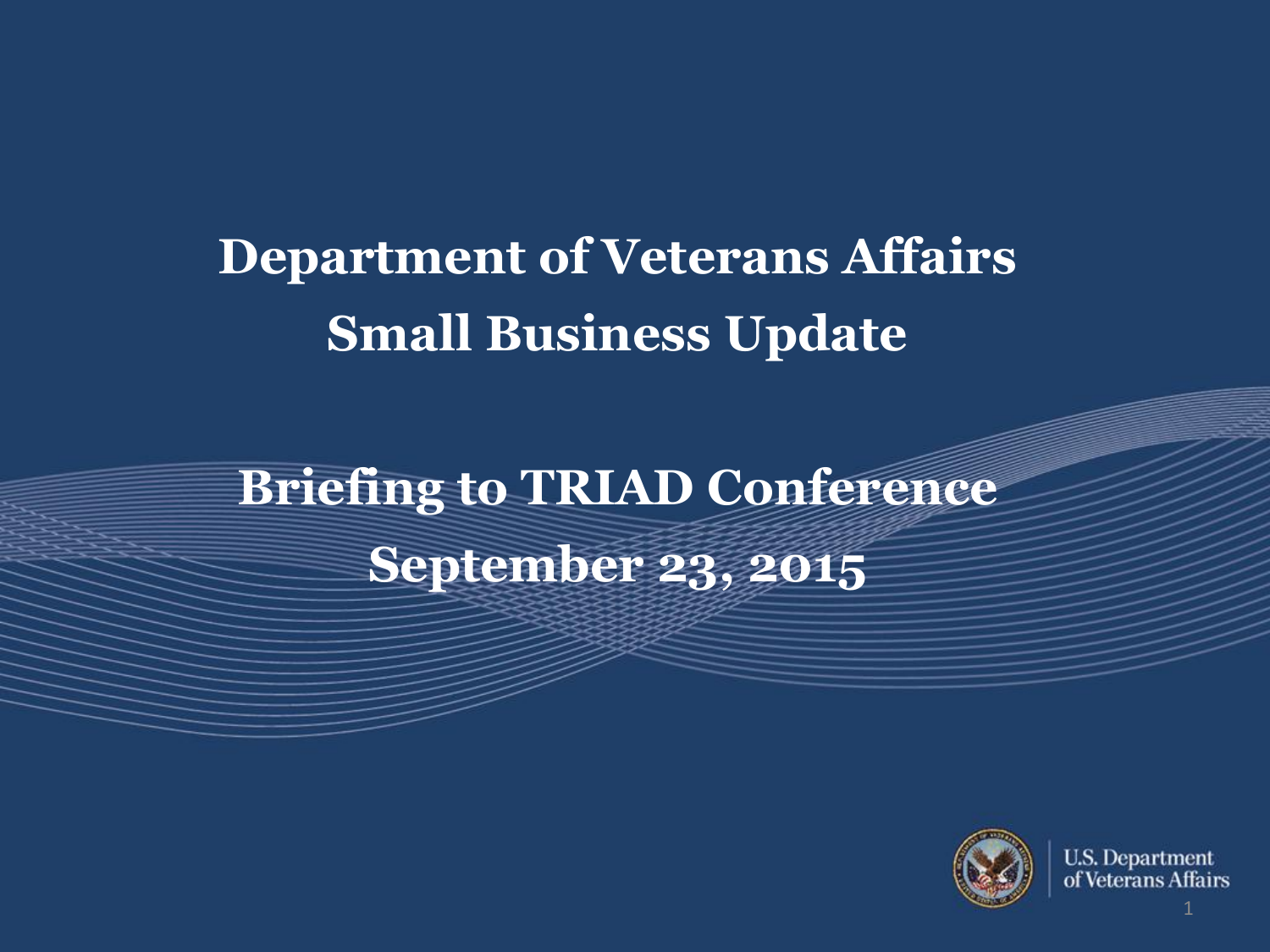# Department of Veterans Affairs Small Business Update

## Briefing to TRIAD Conference September 23, 2015

U.S. Department of Veterans Affairs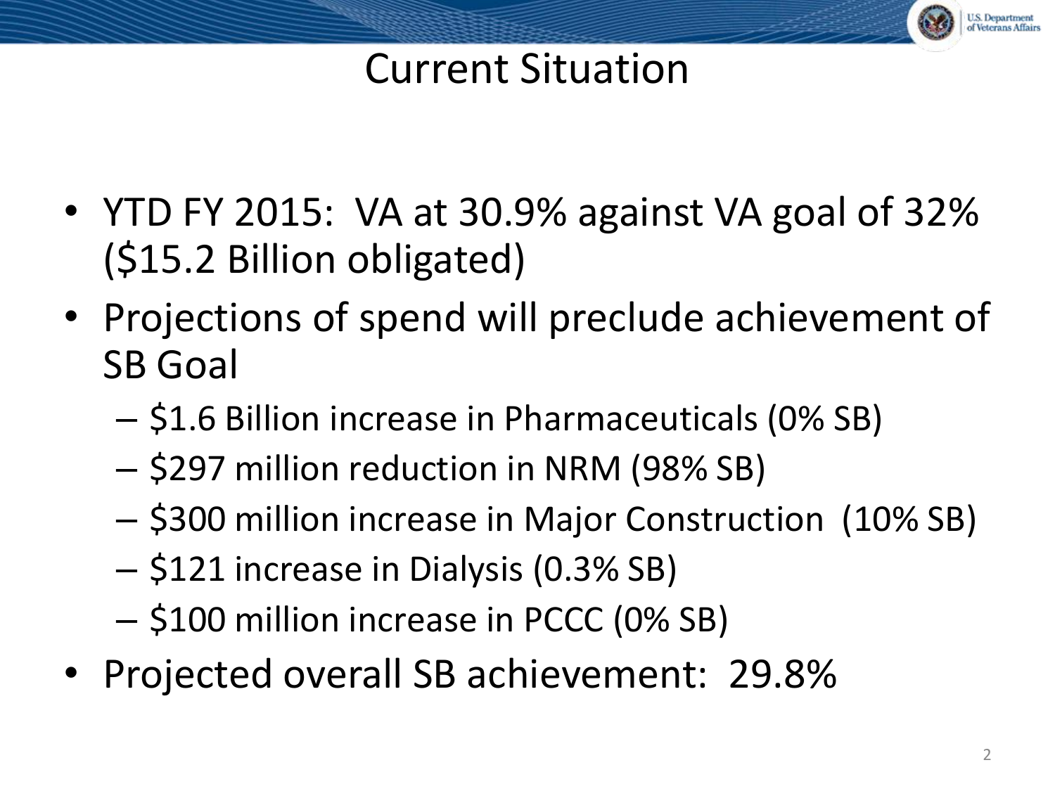# Current Situation

- YTD FY 2015: VA at 30.9% against VA goal of 32% ($15.2 Billion obligated)
- Projections of spend will preclude achievement of SB Goal
  - $1.6 Billion increase in Pharmaceuticals (0% SB)
  - $297 million reduction in NRM (98% SB)
  - $300 million increase in Major Construction (10% SB)
  - $121 increase in Dialysis (0.3% SB)
  - $100 million increase in PCCC (0% SB)
- Projected overall SB achievement: 29.8%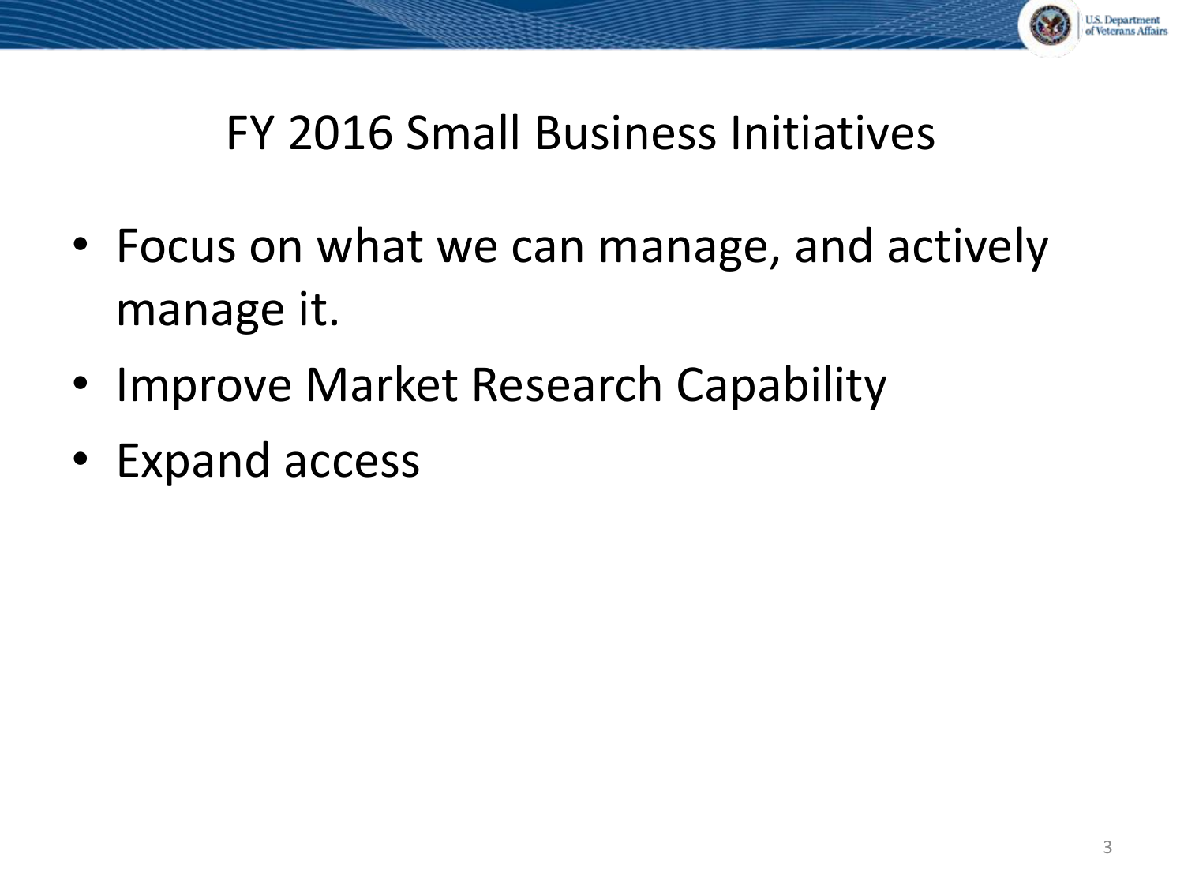# FY 2016 Small Business Initiatives

- Focus on what we can manage, and actively manage it.
- Improve Market Research Capability
- Expand access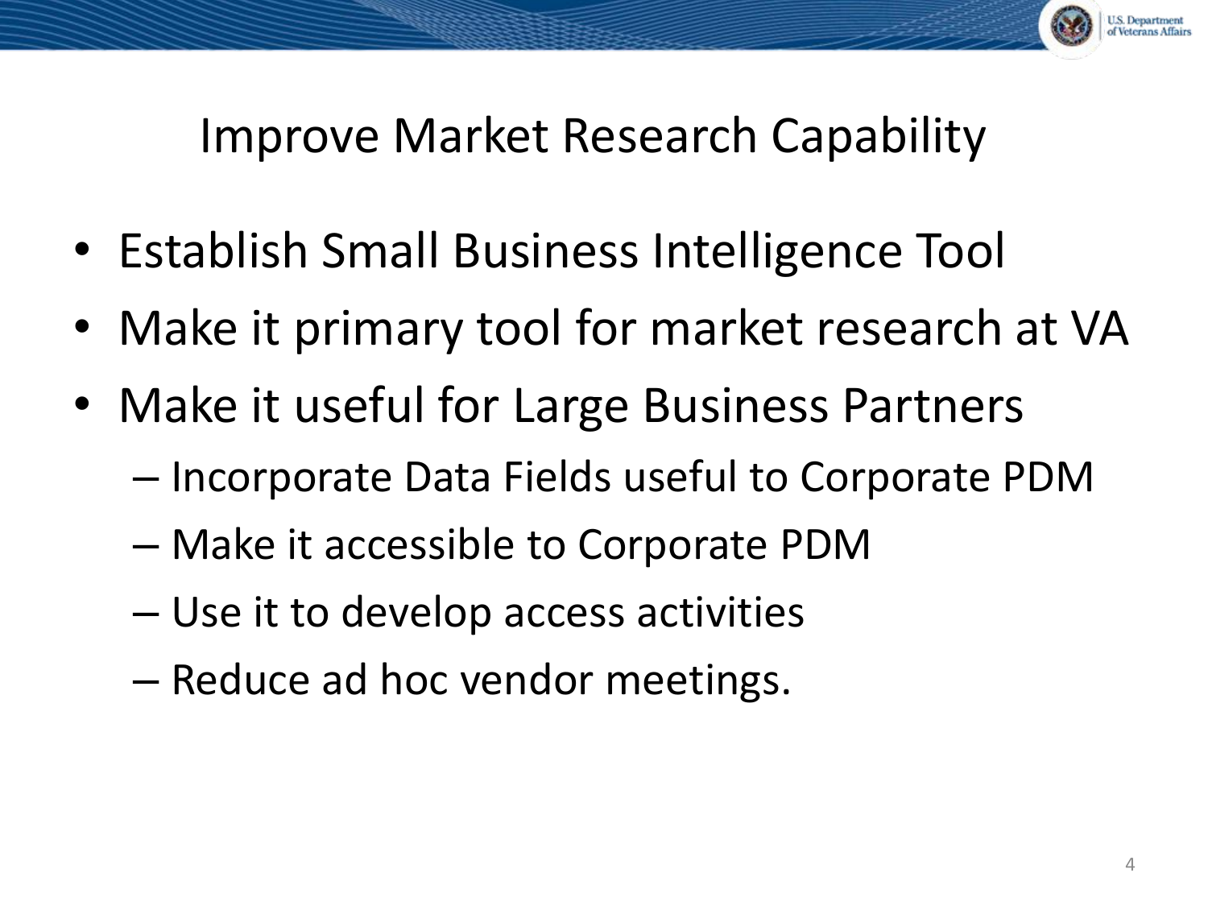# Improve Market Research Capability

- Establish Small Business Intelligence Tool
- Make it primary tool for market research at VA
- Make it useful for Large Business Partners
  - Incorporate Data Fields useful to Corporate PDM
  - Make it accessible to Corporate PDM
  - Use it to develop access activities
  - Reduce ad hoc vendor meetings.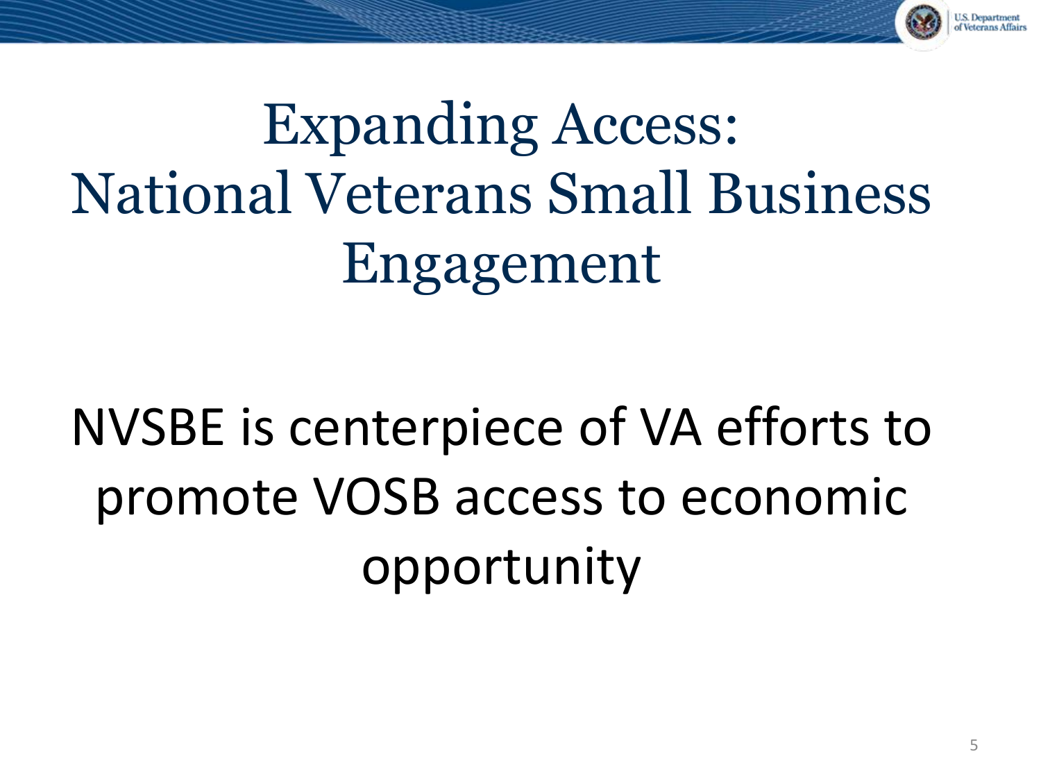# Expanding Access: National Veterans Small Business Engagement

NVSBE is centerpiece of VA efforts to promote VOSB access to economic opportunity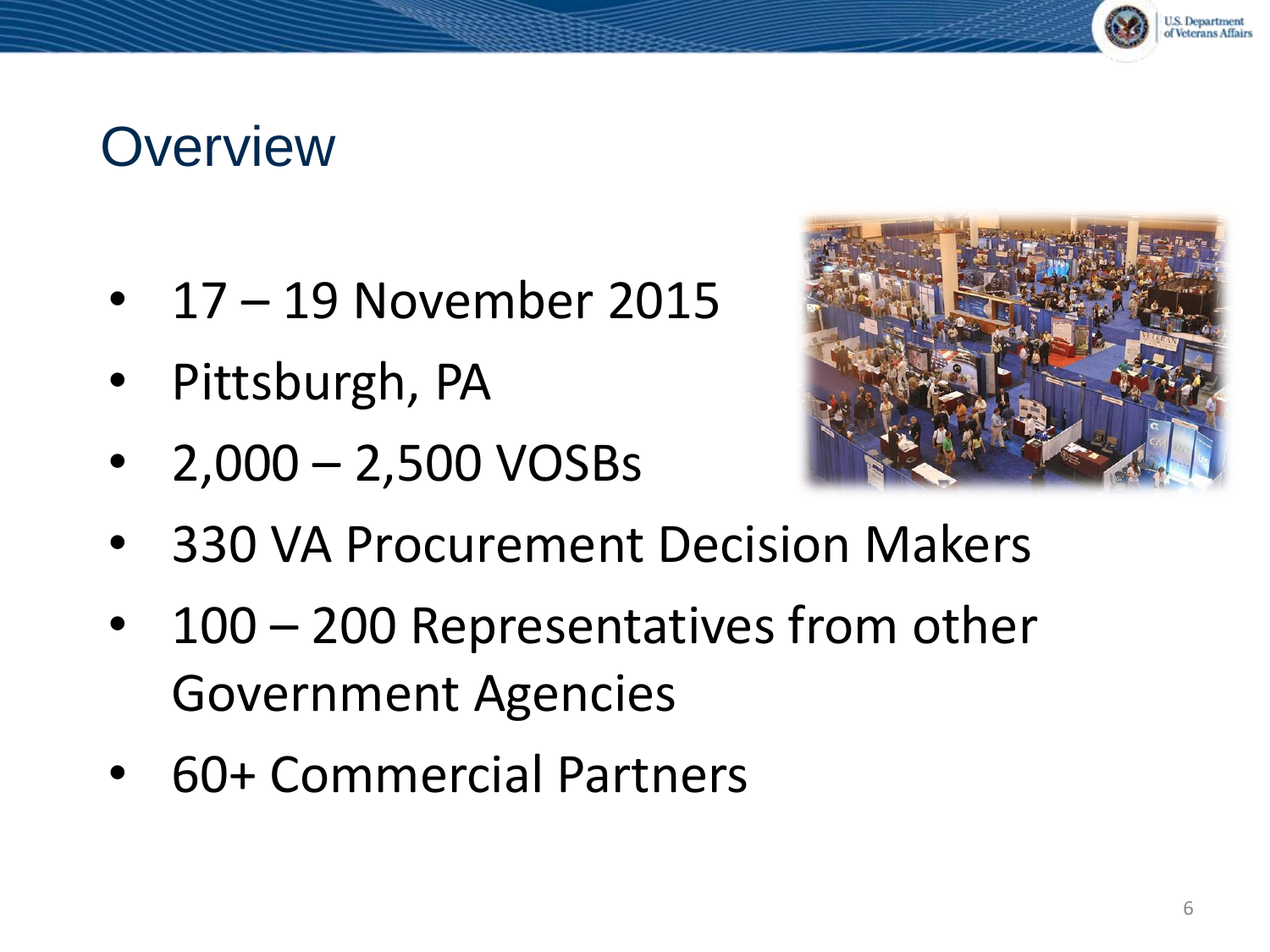# Overview

- 17 – 19 November 2015
- Pittsburgh, PA
- 2,000 – 2,500 VOSBs
- 330 VA Procurement Decision Makers
- 100 – 200 Representatives from other Government Agencies
- 60+ Commercial Partners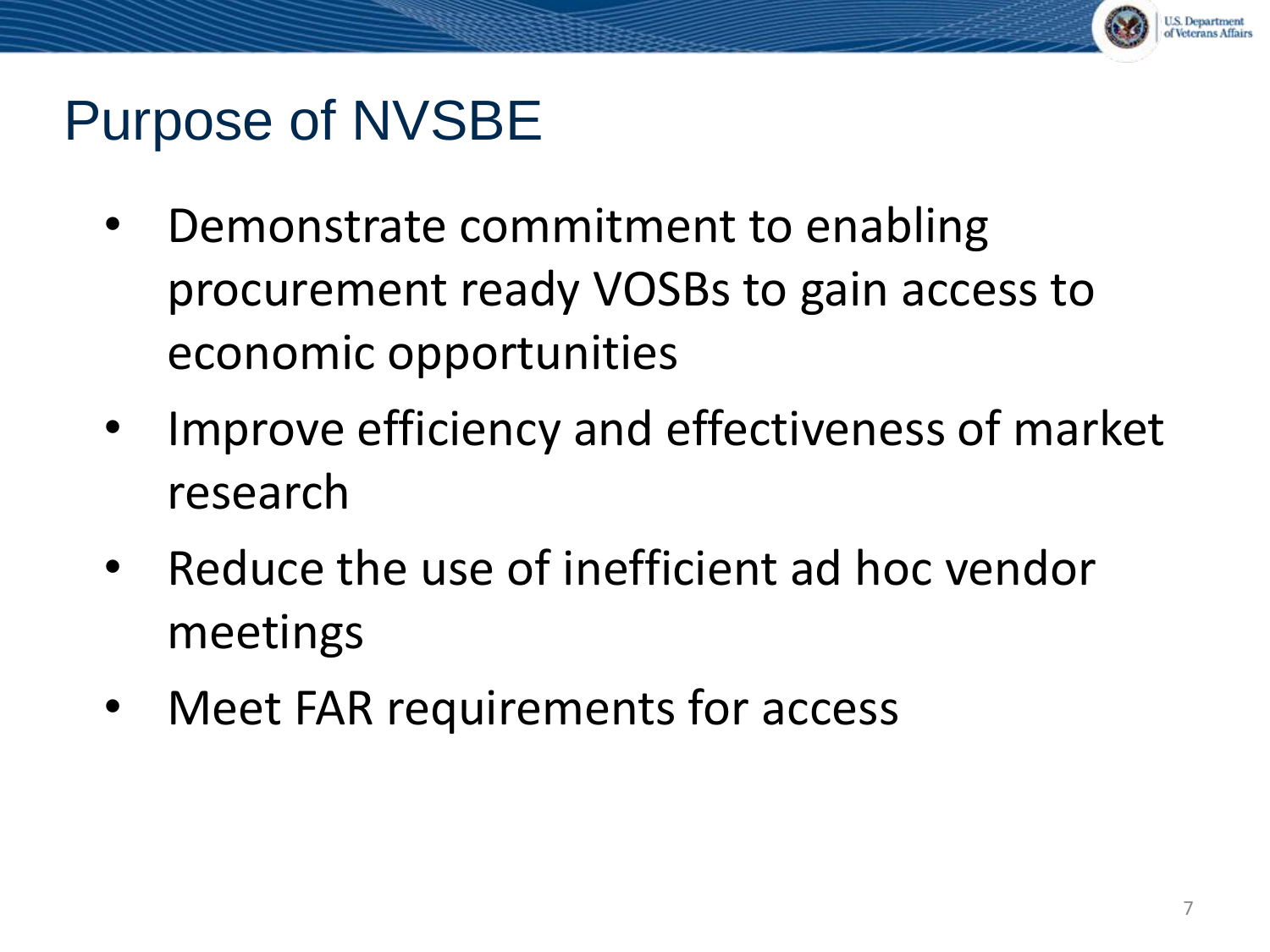# Purpose of NVSBE

- Demonstrate commitment to enabling procurement ready VOSBs to gain access to economic opportunities
- Improve efficiency and effectiveness of market research
- Reduce the use of inefficient ad hoc vendor meetings
- Meet FAR requirements for access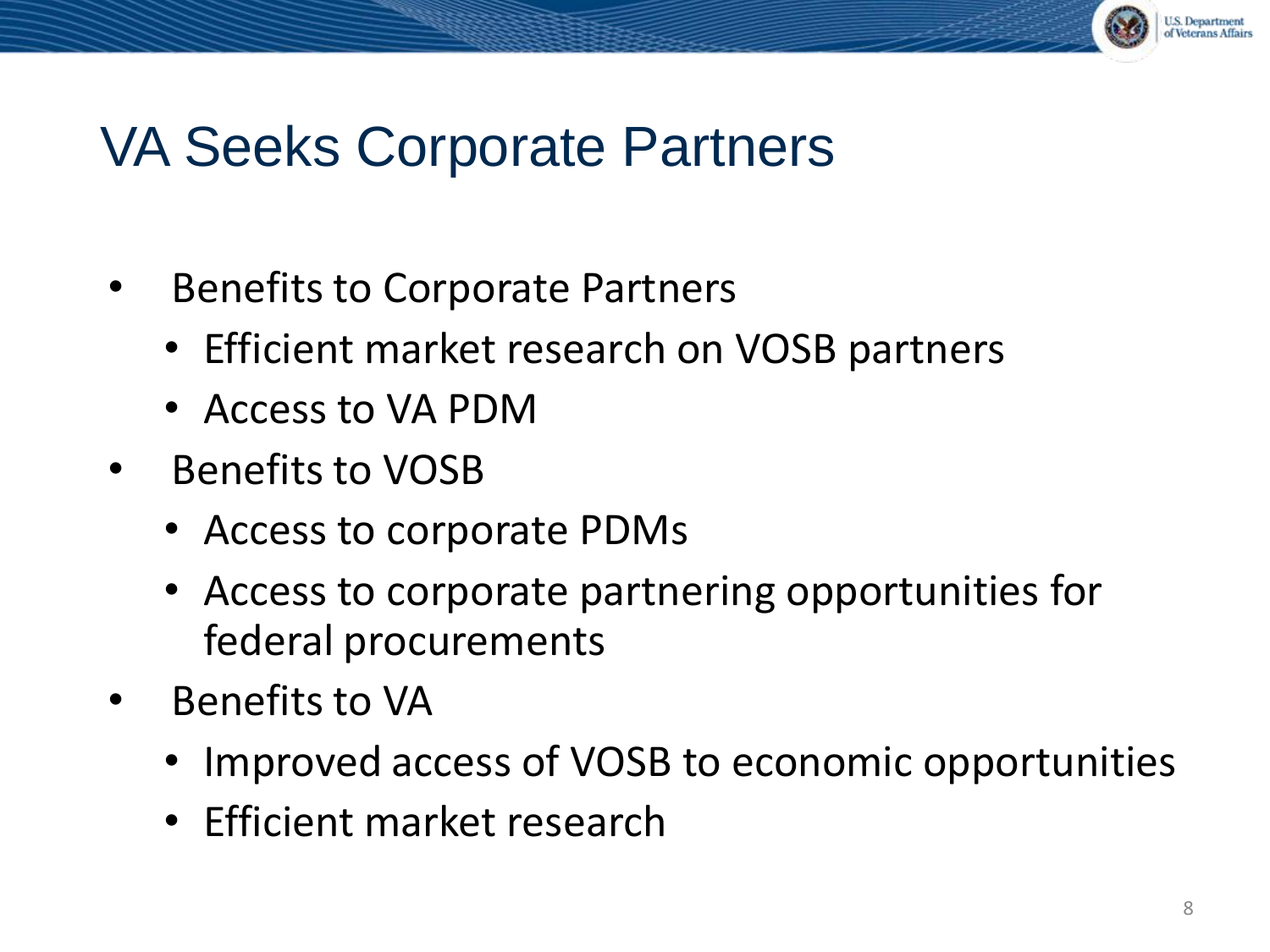# VA Seeks Corporate Partners

- Benefits to Corporate Partners
  - Efficient market research on VOSB partners
  - Access to VA PDM
- Benefits to VOSB
  - Access to corporate PDMs
  - Access to corporate partnering opportunities for federal procurements
- Benefits to VA
  - Improved access of VOSB to economic opportunities
  - Efficient market research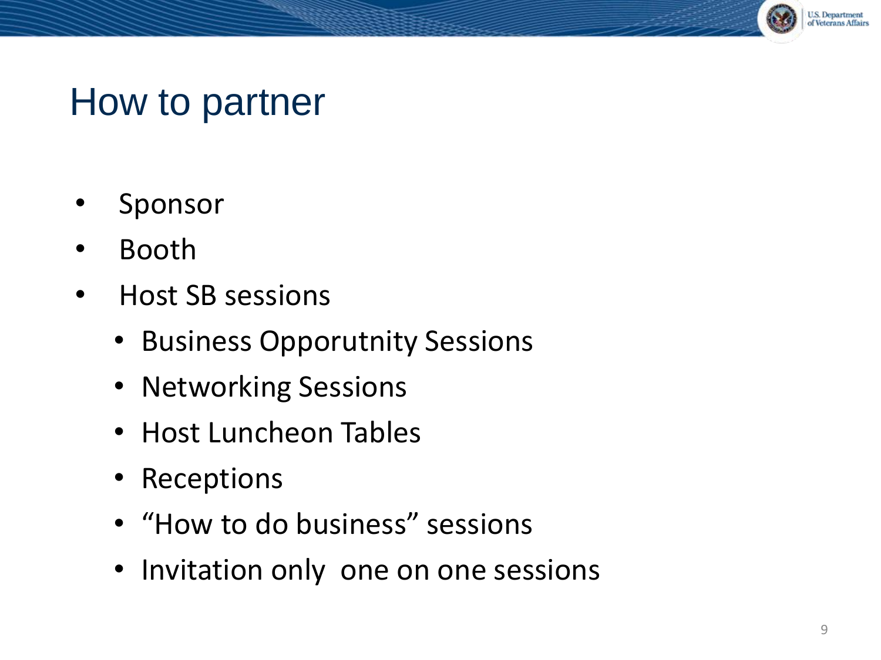# How to partner

- Sponsor
- Booth
- Host SB sessions
  - Business Opporutnity Sessions
  - Networking Sessions
  - Host Luncheon Tables
  - Receptions
  - "How to do business" sessions
  - Invitation only  one on one sessions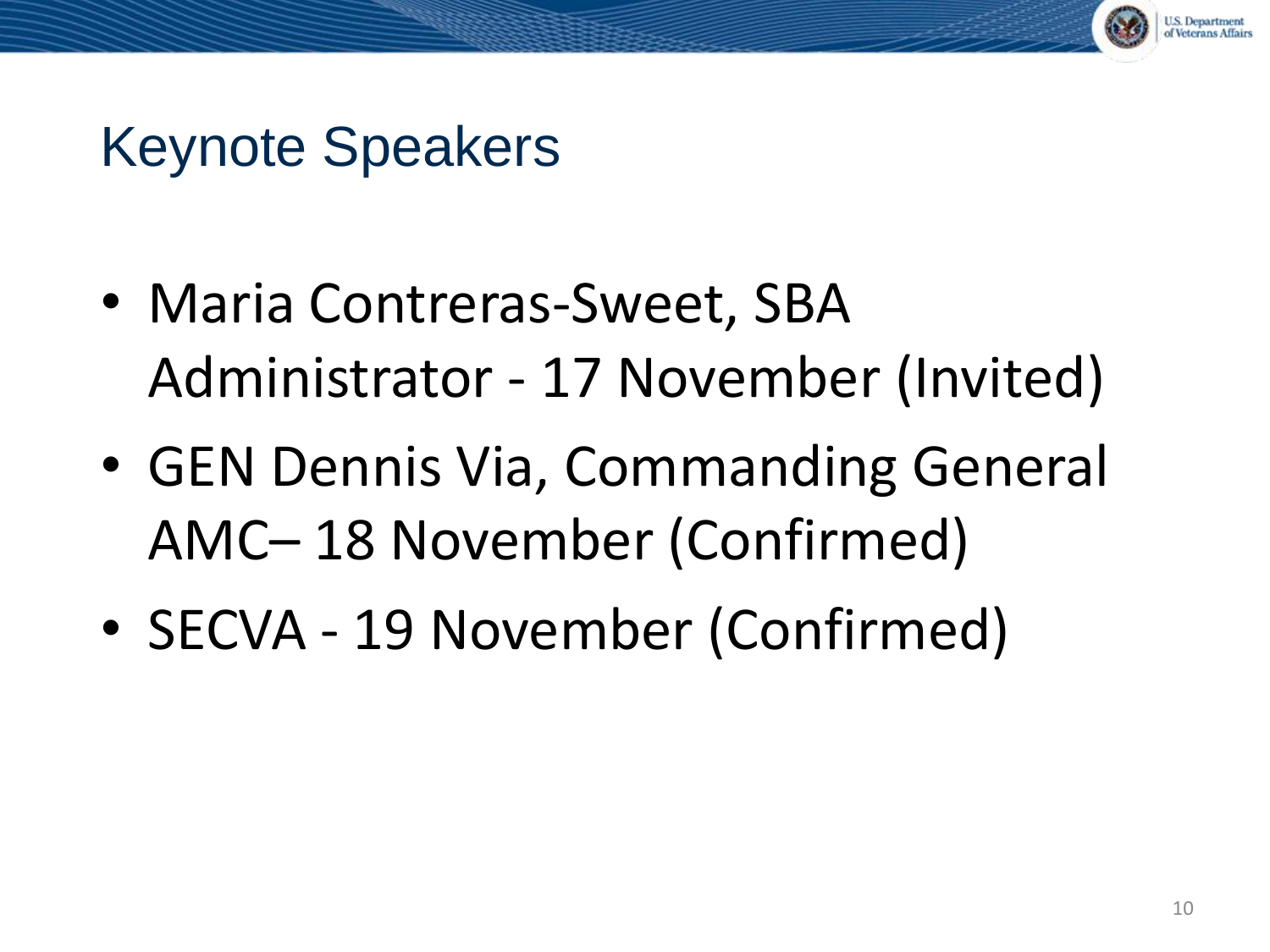# Keynote Speakers

- Maria Contreras-Sweet, SBA Administrator - 17 November (Invited)
- GEN Dennis Via, Commanding General AMC– 18 November (Confirmed)
- SECVA - 19 November (Confirmed)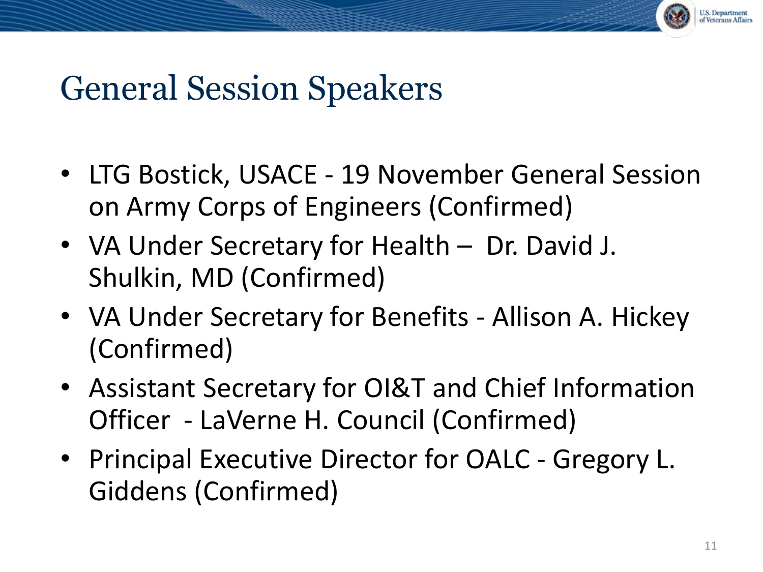# General Session Speakers

- LTG Bostick, USACE - 19 November General Session on Army Corps of Engineers (Confirmed)
- VA Under Secretary for Health – Dr. David J. Shulkin, MD (Confirmed)
- VA Under Secretary for Benefits - Allison A. Hickey (Confirmed)
- Assistant Secretary for OI&T and Chief Information Officer - LaVerne H. Council (Confirmed)
- Principal Executive Director for OALC - Gregory L. Giddens (Confirmed)